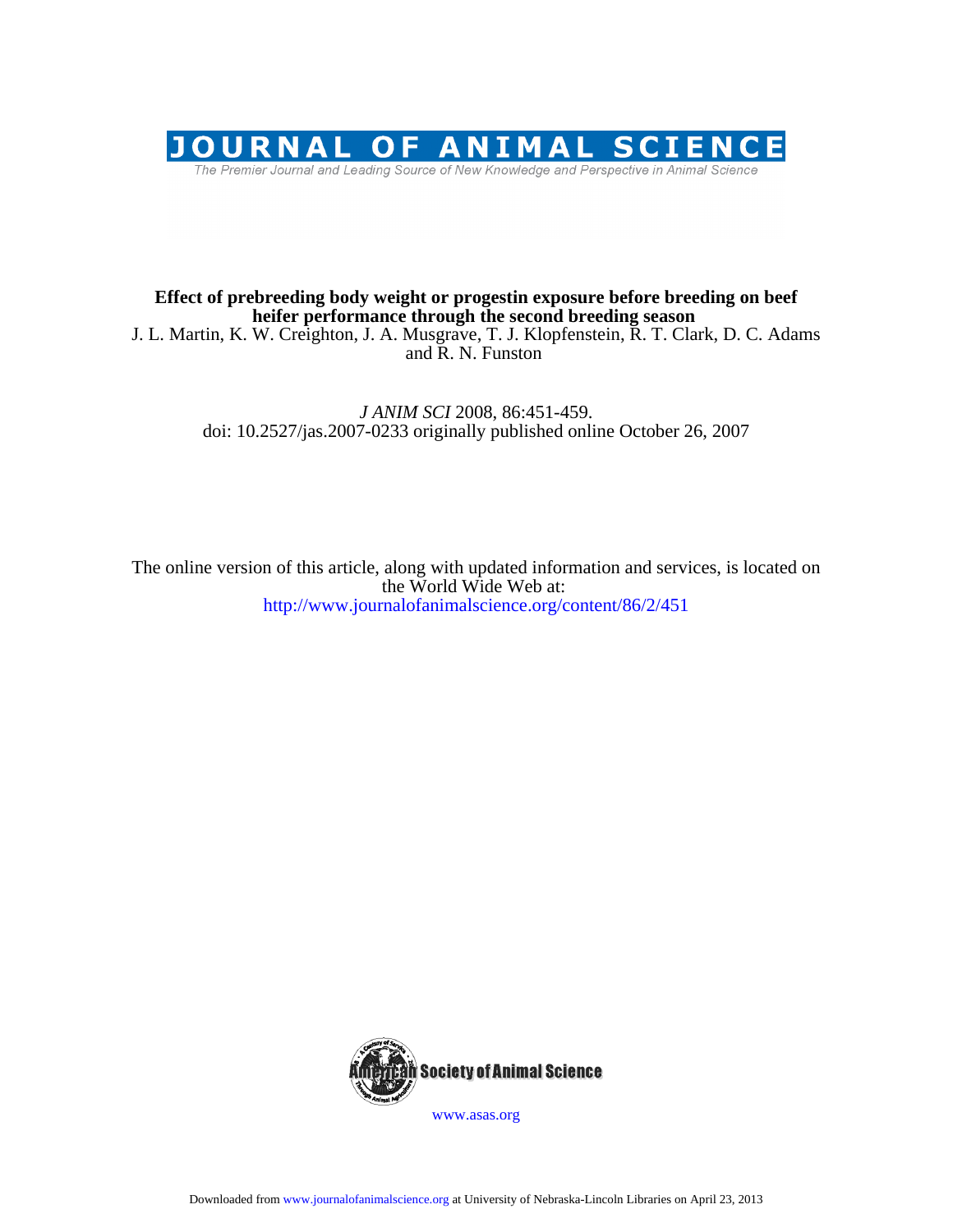# Effect of prebreeding body weight or progestin exposure before breeding on beef heifer performance through the second breeding season

J. L. Martin, K. W. Creighton, J. A. Musgrave, T. J. Klopfenstein, R. T. Clark, D. C. Adams and R. N. Funston

*J ANIM SCI* 2008, 86:451-459.
doi: 10.2527/jas.2007-0233 originally published online October 26, 2007

The online version of this article, along with updated information and services, is located on the World Wide Web at:
http://www.journalofanimalscience.org/content/86/2/451

www.asas.org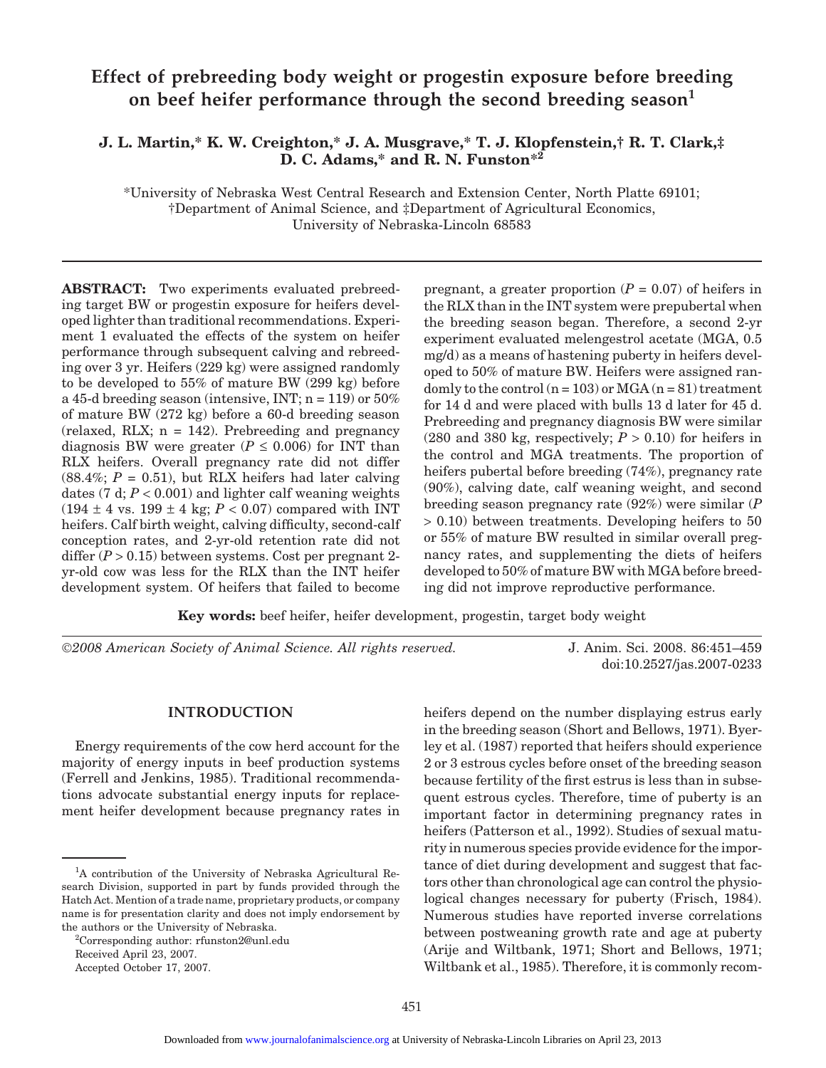# Effect of prebreeding body weight or progestin exposure before breeding on beef heifer performance through the second breeding season[1]

**J. L. Martin,\* K. W. Creighton,\* J. A. Musgrave,\* T. J. Klopfenstein,† R. T. Clark,‡ D. C. Adams,\* and R. N. Funston\*[2]**

\*University of Nebraska West Central Research and Extension Center, North Platte 69101; †Department of Animal Science, and ‡Department of Agricultural Economics, University of Nebraska-Lincoln 68583

**ABSTRACT:** Two experiments evaluated prebreeding target BW or progestin exposure for heifers developed lighter than traditional recommendations. Experiment 1 evaluated the effects of the system on heifer performance through subsequent calving and rebreeding over 3 yr. Heifers (229 kg) were assigned randomly to be developed to 55% of mature BW (299 kg) before a 45-d breeding season (intensive, INT; n = 119) or 50% of mature BW (272 kg) before a 60-d breeding season (relaxed, RLX; n = 142). Prebreeding and pregnancy diagnosis BW were greater ($P \leq 0.006$) for INT than RLX heifers. Overall pregnancy rate did not differ (88.4%; $P = 0.51$), but RLX heifers had later calving dates (7 d; $P < 0.001$) and lighter calf weaning weights (194 ± 4 vs. 199 ± 4 kg; $P < 0.07$) compared with INT heifers. Calf birth weight, calving difficulty, second-calf conception rates, and 2-yr-old retention rate did not differ ($P > 0.15$) between systems. Cost per pregnant 2-yr-old cow was less for the RLX than the INT heifer development system. Of heifers that failed to become pregnant, a greater proportion ($P = 0.07$) of heifers in the RLX than in the INT system were prepubertal when the breeding season began. Therefore, a second 2-yr experiment evaluated melengestrol acetate (MGA, 0.5 mg/d) as a means of hastening puberty in heifers developed to 50% of mature BW. Heifers were assigned randomly to the control (n = 103) or MGA (n = 81) treatment for 14 d and were placed with bulls 13 d later for 45 d. Prebreeding and pregnancy diagnosis BW were similar (280 and 380 kg, respectively; $P > 0.10$) for heifers in the control and MGA treatments. The proportion of heifers pubertal before breeding (74%), pregnancy rate (90%), calving date, calf weaning weight, and second breeding season pregnancy rate (92%) were similar ($P > 0.10$) between treatments. Developing heifers to 50 or 55% of mature BW resulted in similar overall pregnancy rates, and supplementing the diets of heifers developed to 50% of mature BW with MGA before breeding did not improve reproductive performance.

**Key words:** beef heifer, heifer development, progestin, target body weight

*©2008 American Society of Animal Science. All rights reserved.*

J. Anim. Sci. 2008. 86:451–459
doi:10.2527/jas.2007-0233

## INTRODUCTION

Energy requirements of the cow herd account for the majority of energy inputs in beef production systems (Ferrell and Jenkins, 1985). Traditional recommendations advocate substantial energy inputs for replacement heifer development because pregnancy rates in heifers depend on the number displaying estrus early in the breeding season (Short and Bellows, 1971). Byerley et al. (1987) reported that heifers should experience 2 or 3 estrous cycles before onset of the breeding season because fertility of the first estrus is less than in subsequent estrous cycles. Therefore, time of puberty is an important factor in determining pregnancy rates in heifers (Patterson et al., 1992). Studies of sexual maturity in numerous species provide evidence for the importance of diet during development and suggest that factors other than chronological age can control the physiological changes necessary for puberty (Frisch, 1984). Numerous studies have reported inverse correlations between postweaning growth rate and age at puberty (Arije and Wiltbank, 1971; Short and Bellows, 1971; Wiltbank et al., 1985). Therefore, it is commonly recom-

[1]A contribution of the University of Nebraska Agricultural Research Division, supported in part by funds provided through the Hatch Act. Mention of a trade name, proprietary products, or company name is for presentation clarity and does not imply endorsement by the authors or the University of Nebraska.

[2]Corresponding author: rfunston2@unl.edu

Received April 23, 2007.

Accepted October 17, 2007.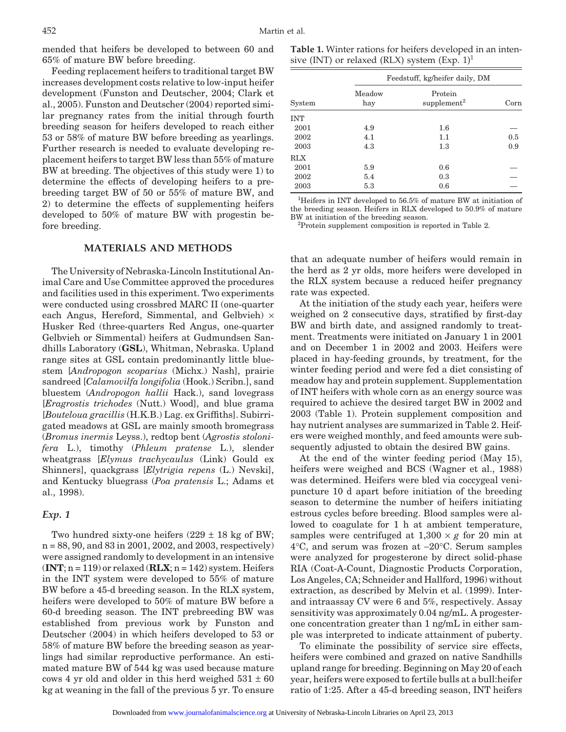mended that heifers be developed to between 60 and 65% of mature BW before breeding.

Feeding replacement heifers to traditional target BW increases development costs relative to low-input heifer development (Funston and Deutscher, 2004; Clark et al., 2005). Funston and Deutscher (2004) reported similar pregnancy rates from the initial through fourth breeding season for heifers developed to reach either 53 or 58% of mature BW before breeding as yearlings. Further research is needed to evaluate developing replacement heifers to target BW less than 55% of mature BW at breeding. The objectives of this study were 1) to determine the effects of developing heifers to a prebreeding target BW of 50 or 55% of mature BW, and 2) to determine the effects of supplementing heifers developed to 50% of mature BW with progestin before breeding.

## MATERIALS AND METHODS

The University of Nebraska-Lincoln Institutional Animal Care and Use Committee approved the procedures and facilities used in this experiment. Two experiments were conducted using crossbred MARC II (one-quarter each Angus, Hereford, Simmental, and Gelbvieh) × Husker Red (three-quarters Red Angus, one-quarter Gelbvieh or Simmental) heifers at Gudmundsen Sandhills Laboratory (**GSL**), Whitman, Nebraska. Upland range sites at GSL contain predominantly little bluestem [*Andropogon scoparius* (Michx.) Nash], prairie sandreed [*Calamovilfa longifolia* (Hook.) Scribn.], sand bluestem (*Andropogon hallii* Hack.), sand lovegrass [*Eragrostis trichodes* (Nutt.) Wood], and blue grama [*Bouteloua gracillis* (H.K.B.) Lag. ex Griffiths]. Subirrigated meadows at GSL are mainly smooth bromegrass (*Bromus inermis* Leyss.), redtop bent (*Agrostis stolonifera* L.), timothy (*Phleum pratense* L.), slender wheatgrass [*Elymus trachycaulus* (Link) Gould ex Shinners], quackgrass [*Elytrigia repens* (L.) Nevski], and Kentucky bluegrass (*Poa pratensis* L.; Adams et al., 1998).

### *Exp. 1*

Two hundred sixty-one heifers (229 ± 18 kg of BW; n = 88, 90, and 83 in 2001, 2002, and 2003, respectively) were assigned randomly to development in an intensive (**INT**; n = 119) or relaxed (**RLX**; n = 142) system. Heifers in the INT system were developed to 55% of mature BW before a 45-d breeding season. In the RLX system, heifers were developed to 50% of mature BW before a 60-d breeding season. The INT prebreeding BW was established from previous work by Funston and Deutscher (2004) in which heifers developed to 53 or 58% of mature BW before the breeding season as yearlings had similar reproductive performance. An estimated mature BW of 544 kg was used because mature cows 4 yr old and older in this herd weighed 531 ± 60 kg at weaning in the fall of the previous 5 yr. To ensure that an adequate number of heifers would remain in the herd as 2 yr olds, more heifers were developed in the RLX system because a reduced heifer pregnancy rate was expected.

**Table 1.** Winter rations for heifers developed in an intensive (INT) or relaxed (RLX) system (Exp. 1)[1]

| | Feedstuff, kg/heifer daily, DM | | |
|---|---|---|---|
| System | Meadow hay | Protein supplement[2] | Corn |
| INT | | | |
| 2001 | 4.9 | 1.6 | — |
| 2002 | 4.1 | 1.1 | 0.5 |
| 2003 | 4.3 | 1.3 | 0.9 |
| RLX | | | |
| 2001 | 5.9 | 0.6 | — |
| 2002 | 5.4 | 0.3 | — |
| 2003 | 5.3 | 0.6 | — |

[1]Heifers in INT developed to 56.5% of mature BW at initiation of the breeding season. Heifers in RLX developed to 50.9% of mature BW at initiation of the breeding season.

[2]Protein supplement composition is reported in Table 2.

At the initiation of the study each year, heifers were weighed on 2 consecutive days, stratified by first-day BW and birth date, and assigned randomly to treatment. Treatments were initiated on January 1 in 2001 and on December 1 in 2002 and 2003. Heifers were placed in hay-feeding grounds, by treatment, for the winter feeding period and were fed a diet consisting of meadow hay and protein supplement. Supplementation of INT heifers with whole corn as an energy source was required to achieve the desired target BW in 2002 and 2003 (Table 1). Protein supplement composition and hay nutrient analyses are summarized in Table 2. Heifers were weighed monthly, and feed amounts were subsequently adjusted to obtain the desired BW gains.

At the end of the winter feeding period (May 15), heifers were weighed and BCS (Wagner et al., 1988) was determined. Heifers were bled via coccygeal venipuncture 10 d apart before initiation of the breeding season to determine the number of heifers initiating estrous cycles before breeding. Blood samples were allowed to coagulate for 1 h at ambient temperature, samples were centrifuged at 1,300 × $g$ for 20 min at 4°C, and serum was frozen at −20°C. Serum samples were analyzed for progesterone by direct solid-phase RIA (Coat-A-Count, Diagnostic Products Corporation, Los Angeles, CA; Schneider and Hallford, 1996) without extraction, as described by Melvin et al. (1999). Inter- and intraassay CV were 6 and 5%, respectively. Assay sensitivity was approximately 0.04 ng/mL. A progesterone concentration greater than 1 ng/mL in either sample was interpreted to indicate attainment of puberty.

To eliminate the possibility of service sire effects, heifers were combined and grazed on native Sandhills upland range for breeding. Beginning on May 20 of each year, heifers were exposed to fertile bulls at a bull:heifer ratio of 1:25. After a 45-d breeding season, INT heifers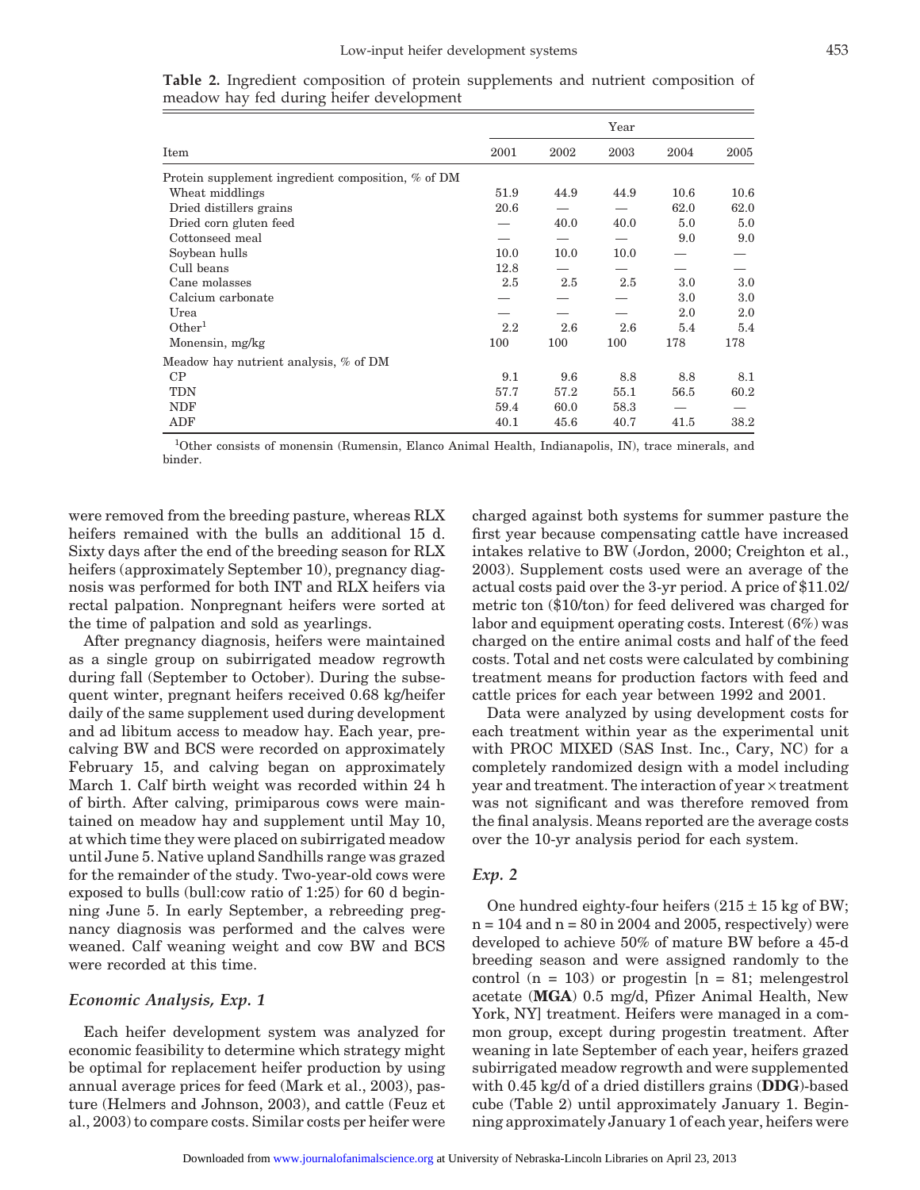**Table 2.** Ingredient composition of protein supplements and nutrient composition of meadow hay fed during heifer development

| Item | Year | | | | |
|---|---|---|---|---|---|
| | 2001 | 2002 | 2003 | 2004 | 2005 |
| Protein supplement ingredient composition, % of DM | | | | | |
| Wheat middlings | 51.9 | 44.9 | 44.9 | 10.6 | 10.6 |
| Dried distillers grains | 20.6 | — | — | 62.0 | 62.0 |
| Dried corn gluten feed | — | 40.0 | 40.0 | 5.0 | 5.0 |
| Cottonseed meal | — | — | — | 9.0 | 9.0 |
| Soybean hulls | 10.0 | 10.0 | 10.0 | — | — |
| Cull beans | 12.8 | — | — | — | — |
| Cane molasses | 2.5 | 2.5 | 2.5 | 3.0 | 3.0 |
| Calcium carbonate | — | — | — | 3.0 | 3.0 |
| Urea | — | — | — | 2.0 | 2.0 |
| Other[1] | 2.2 | 2.6 | 2.6 | 5.4 | 5.4 |
| Monensin, mg/kg | 100 | 100 | 100 | 178 | 178 |
| Meadow hay nutrient analysis, % of DM | | | | | |
| CP | 9.1 | 9.6 | 8.8 | 8.8 | 8.1 |
| TDN | 57.7 | 57.2 | 55.1 | 56.5 | 60.2 |
| NDF | 59.4 | 60.0 | 58.3 | — | — |
| ADF | 40.1 | 45.6 | 40.7 | 41.5 | 38.2 |

[1]Other consists of monensin (Rumensin, Elanco Animal Health, Indianapolis, IN), trace minerals, and binder.

were removed from the breeding pasture, whereas RLX heifers remained with the bulls an additional 15 d. Sixty days after the end of the breeding season for RLX heifers (approximately September 10), pregnancy diagnosis was performed for both INT and RLX heifers via rectal palpation. Nonpregnant heifers were sorted at the time of palpation and sold as yearlings.

After pregnancy diagnosis, heifers were maintained as a single group on subirrigated meadow regrowth during fall (September to October). During the subsequent winter, pregnant heifers received 0.68 kg/heifer daily of the same supplement used during development and ad libitum access to meadow hay. Each year, precalving BW and BCS were recorded on approximately February 15, and calving began on approximately March 1. Calf birth weight was recorded within 24 h of birth. After calving, primiparous cows were maintained on meadow hay and supplement until May 10, at which time they were placed on subirrigated meadow until June 5. Native upland Sandhills range was grazed for the remainder of the study. Two-year-old cows were exposed to bulls (bull:cow ratio of 1:25) for 60 d beginning June 5. In early September, a rebreeding pregnancy diagnosis was performed and the calves were weaned. Calf weaning weight and cow BW and BCS were recorded at this time.

### *Economic Analysis, Exp. 1*

Each heifer development system was analyzed for economic feasibility to determine which strategy might be optimal for replacement heifer production by using annual average prices for feed (Mark et al., 2003), pasture (Helmers and Johnson, 2003), and cattle (Feuz et al., 2003) to compare costs. Similar costs per heifer were charged against both systems for summer pasture the first year because compensating cattle have increased intakes relative to BW (Jordon, 2000; Creighton et al., 2003). Supplement costs used were an average of the actual costs paid over the 3-yr period. A price of $11.02/metric ton ($10/ton) for feed delivered was charged for labor and equipment operating costs. Interest (6%) was charged on the entire animal costs and half of the feed costs. Total and net costs were calculated by combining treatment means for production factors with feed and cattle prices for each year between 1992 and 2001.

Data were analyzed by using development costs for each treatment within year as the experimental unit with PROC MIXED (SAS Inst. Inc., Cary, NC) for a completely randomized design with a model including year and treatment. The interaction of year × treatment was not significant and was therefore removed from the final analysis. Means reported are the average costs over the 10-yr analysis period for each system.

### *Exp. 2*

One hundred eighty-four heifers (215 ± 15 kg of BW; n = 104 and n = 80 in 2004 and 2005, respectively) were developed to achieve 50% of mature BW before a 45-d breeding season and were assigned randomly to the control (n = 103) or progestin [n = 81; melengestrol acetate (**MGA**) 0.5 mg/d, Pfizer Animal Health, New York, NY] treatment. Heifers were managed in a common group, except during progestin treatment. After weaning in late September of each year, heifers grazed subirrigated meadow regrowth and were supplemented with 0.45 kg/d of a dried distillers grains (**DDG**)-based cube (Table 2) until approximately January 1. Beginning approximately January 1 of each year, heifers were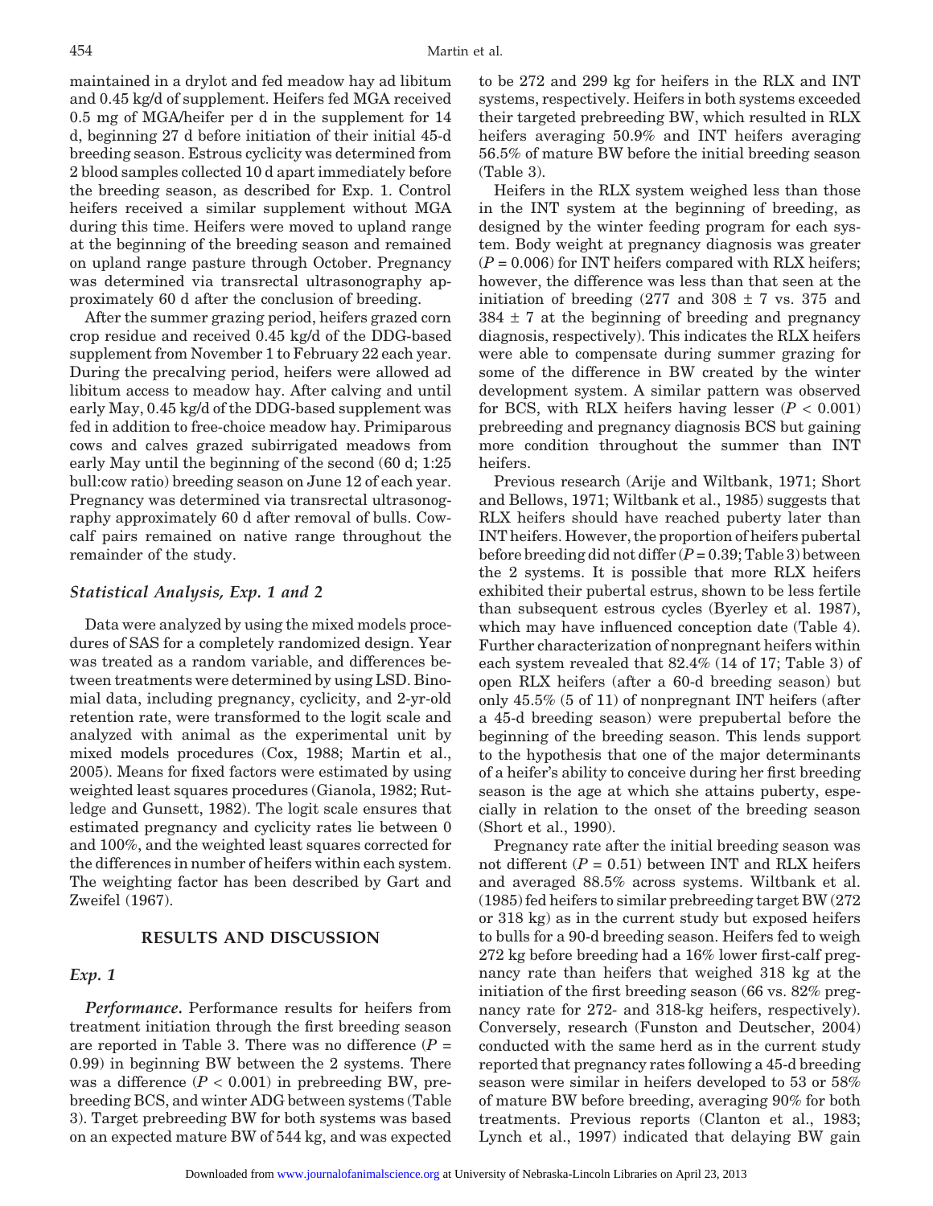maintained in a drylot and fed meadow hay ad libitum and 0.45 kg/d of supplement. Heifers fed MGA received 0.5 mg of MGA/heifer per d in the supplement for 14 d, beginning 27 d before initiation of their initial 45-d breeding season. Estrous cyclicity was determined from 2 blood samples collected 10 d apart immediately before the breeding season, as described for Exp. 1. Control heifers received a similar supplement without MGA during this time. Heifers were moved to upland range at the beginning of the breeding season and remained on upland range pasture through October. Pregnancy was determined via transrectal ultrasonography approximately 60 d after the conclusion of breeding.

After the summer grazing period, heifers grazed corn crop residue and received 0.45 kg/d of the DDG-based supplement from November 1 to February 22 each year. During the precalving period, heifers were allowed ad libitum access to meadow hay. After calving and until early May, 0.45 kg/d of the DDG-based supplement was fed in addition to free-choice meadow hay. Primiparous cows and calves grazed subirrigated meadows from early May until the beginning of the second (60 d; 1:25 bull:cow ratio) breeding season on June 12 of each year. Pregnancy was determined via transrectal ultrasonography approximately 60 d after removal of bulls. Cow-calf pairs remained on native range throughout the remainder of the study.

### *Statistical Analysis, Exp. 1 and 2*

Data were analyzed by using the mixed models procedures of SAS for a completely randomized design. Year was treated as a random variable, and differences between treatments were determined by using LSD. Binomial data, including pregnancy, cyclicity, and 2-yr-old retention rate, were transformed to the logit scale and analyzed with animal as the experimental unit by mixed models procedures (Cox, 1988; Martin et al., 2005). Means for fixed factors were estimated by using weighted least squares procedures (Gianola, 1982; Rutledge and Gunsett, 1982). The logit scale ensures that estimated pregnancy and cyclicity rates lie between 0 and 100%, and the weighted least squares corrected for the differences in number of heifers within each system. The weighting factor has been described by Gart and Zweifel (1967).

## RESULTS AND DISCUSSION

### *Exp. 1*

***Performance.*** Performance results for heifers from treatment initiation through the first breeding season are reported in Table 3. There was no difference ($P$ = 0.99) in beginning BW between the 2 systems. There was a difference ($P < 0.001$) in prebreeding BW, prebreeding BCS, and winter ADG between systems (Table 3). Target prebreeding BW for both systems was based on an expected mature BW of 544 kg, and was expected to be 272 and 299 kg for heifers in the RLX and INT systems, respectively. Heifers in both systems exceeded their targeted prebreeding BW, which resulted in RLX heifers averaging 50.9% and INT heifers averaging 56.5% of mature BW before the initial breeding season (Table 3).

Heifers in the RLX system weighed less than those in the INT system at the beginning of breeding, as designed by the winter feeding program for each system. Body weight at pregnancy diagnosis was greater ($P$ = 0.006) for INT heifers compared with RLX heifers; however, the difference was less than that seen at the initiation of breeding (277 and 308 ± 7 vs. 375 and 384 ± 7 at the beginning of breeding and pregnancy diagnosis, respectively). This indicates the RLX heifers were able to compensate during summer grazing for some of the difference in BW created by the winter development system. A similar pattern was observed for BCS, with RLX heifers having lesser ($P < 0.001$) prebreeding and pregnancy diagnosis BCS but gaining more condition throughout the summer than INT heifers.

Previous research (Arije and Wiltbank, 1971; Short and Bellows, 1971; Wiltbank et al., 1985) suggests that RLX heifers should have reached puberty later than INT heifers. However, the proportion of heifers pubertal before breeding did not differ ($P$ = 0.39; Table 3) between the 2 systems. It is possible that more RLX heifers exhibited their pubertal estrus, shown to be less fertile than subsequent estrous cycles (Byerley et al. 1987), which may have influenced conception date (Table 4). Further characterization of nonpregnant heifers within each system revealed that 82.4% (14 of 17; Table 3) of open RLX heifers (after a 60-d breeding season) but only 45.5% (5 of 11) of nonpregnant INT heifers (after a 45-d breeding season) were prepubertal before the beginning of the breeding season. This lends support to the hypothesis that one of the major determinants of a heifer's ability to conceive during her first breeding season is the age at which she attains puberty, especially in relation to the onset of the breeding season (Short et al., 1990).

Pregnancy rate after the initial breeding season was not different ($P$ = 0.51) between INT and RLX heifers and averaged 88.5% across systems. Wiltbank et al. (1985) fed heifers to similar prebreeding target BW (272 or 318 kg) as in the current study but exposed heifers to bulls for a 90-d breeding season. Heifers fed to weigh 272 kg before breeding had a 16% lower first-calf pregnancy rate than heifers that weighed 318 kg at the initiation of the first breeding season (66 vs. 82% pregnancy rate for 272- and 318-kg heifers, respectively). Conversely, research (Funston and Deutscher, 2004) conducted with the same herd as in the current study reported that pregnancy rates following a 45-d breeding season were similar in heifers developed to 53 or 58% of mature BW before breeding, averaging 90% for both treatments. Previous reports (Clanton et al., 1983; Lynch et al., 1997) indicated that delaying BW gain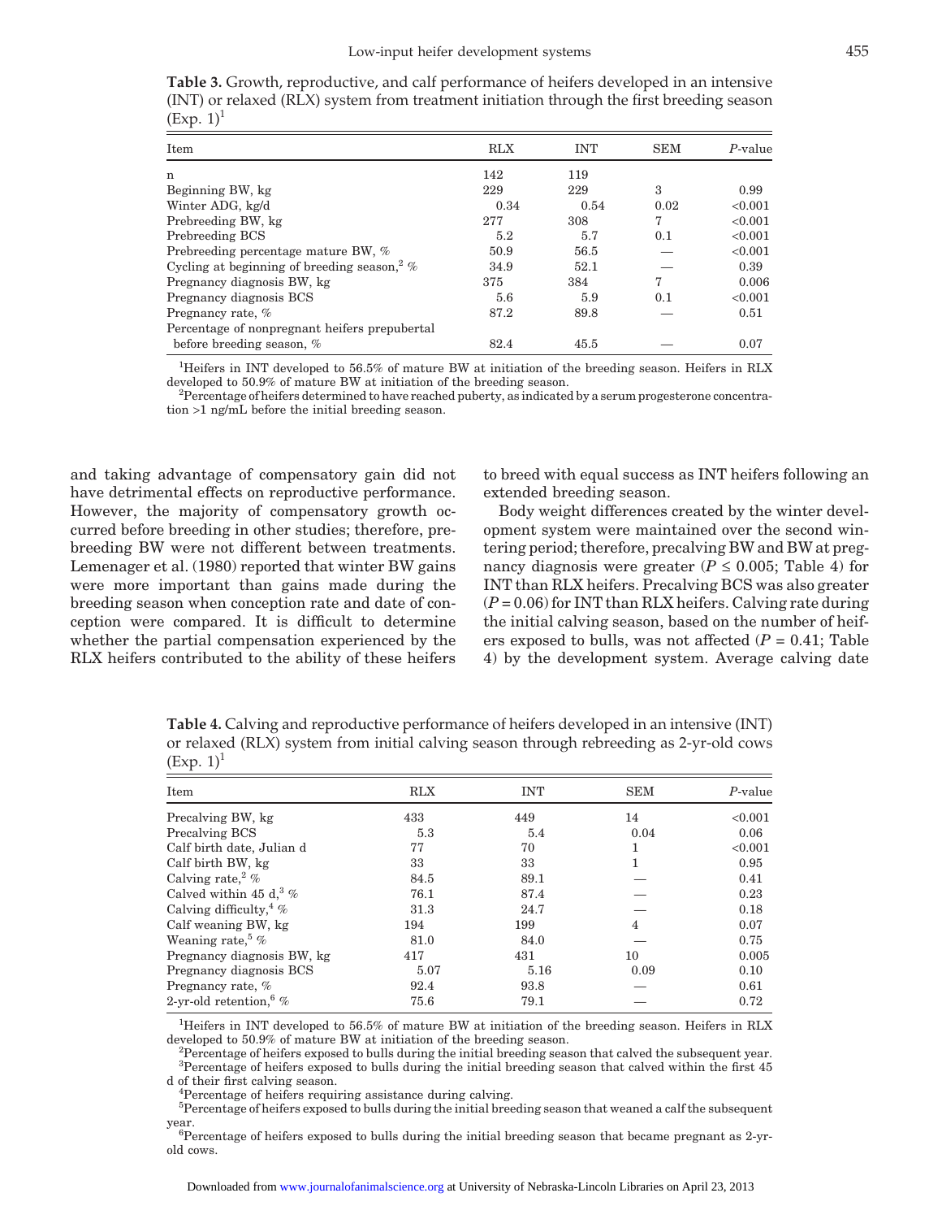**Table 3.** Growth, reproductive, and calf performance of heifers developed in an intensive (INT) or relaxed (RLX) system from treatment initiation through the first breeding season (Exp. 1)[1]

| Item | RLX | INT | SEM | *P*-value |
|---|---|---|---|---|
| n | 142 | 119 | | |
| Beginning BW, kg | 229 | 229 | 3 | 0.99 |
| Winter ADG, kg/d | 0.34 | 0.54 | 0.02 | <0.001 |
| Prebreeding BW, kg | 277 | 308 | 7 | <0.001 |
| Prebreeding BCS | 5.2 | 5.7 | 0.1 | <0.001 |
| Prebreeding percentage mature BW, % | 50.9 | 56.5 | — | <0.001 |
| Cycling at beginning of breeding season,[2] % | 34.9 | 52.1 | — | 0.39 |
| Pregnancy diagnosis BW, kg | 375 | 384 | 7 | 0.006 |
| Pregnancy diagnosis BCS | 5.6 | 5.9 | 0.1 | <0.001 |
| Pregnancy rate, % | 87.2 | 89.8 | — | 0.51 |
| Percentage of nonpregnant heifers prepubertal before breeding season, % | 82.4 | 45.5 | — | 0.07 |

[1]Heifers in INT developed to 56.5% of mature BW at initiation of the breeding season. Heifers in RLX developed to 50.9% of mature BW at initiation of the breeding season.
[2]Percentage of heifers determined to have reached puberty, as indicated by a serum progesterone concentration >1 ng/mL before the initial breeding season.

and taking advantage of compensatory gain did not have detrimental effects on reproductive performance. However, the majority of compensatory growth occurred before breeding in other studies; therefore, prebreeding BW were not different between treatments. Lemenager et al. (1980) reported that winter BW gains were more important than gains made during the breeding season when conception rate and date of conception were compared. It is difficult to determine whether the partial compensation experienced by the RLX heifers contributed to the ability of these heifers to breed with equal success as INT heifers following an extended breeding season.

Body weight differences created by the winter development system were maintained over the second wintering period; therefore, precalving BW and BW at pregnancy diagnosis were greater ($P \le 0.005$; Table 4) for INT than RLX heifers. Precalving BCS was also greater ($P = 0.06$) for INT than RLX heifers. Calving rate during the initial calving season, based on the number of heifers exposed to bulls, was not affected ($P = 0.41$; Table 4) by the development system. Average calving date

**Table 4.** Calving and reproductive performance of heifers developed in an intensive (INT) or relaxed (RLX) system from initial calving season through rebreeding as 2-yr-old cows (Exp. 1)[1]

| Item | RLX | INT | SEM | *P*-value |
|---|---|---|---|---|
| Precalving BW, kg | 433 | 449 | 14 | <0.001 |
| Precalving BCS | 5.3 | 5.4 | 0.04 | 0.06 |
| Calf birth date, Julian d | 77 | 70 | 1 | <0.001 |
| Calf birth BW, kg | 33 | 33 | 1 | 0.95 |
| Calving rate,[2] % | 84.5 | 89.1 | — | 0.41 |
| Calved within 45 d,[3] % | 76.1 | 87.4 | — | 0.23 |
| Calving difficulty,[4] % | 31.3 | 24.7 | — | 0.18 |
| Calf weaning BW, kg | 194 | 199 | 4 | 0.07 |
| Weaning rate,[5] % | 81.0 | 84.0 | — | 0.75 |
| Pregnancy diagnosis BW, kg | 417 | 431 | 10 | 0.005 |
| Pregnancy diagnosis BCS | 5.07 | 5.16 | 0.09 | 0.10 |
| Pregnancy rate, % | 92.4 | 93.8 | — | 0.61 |
| 2-yr-old retention,[6] % | 75.6 | 79.1 | — | 0.72 |

[1]Heifers in INT developed to 56.5% of mature BW at initiation of the breeding season. Heifers in RLX developed to 50.9% of mature BW at initiation of the breeding season.
[2]Percentage of heifers exposed to bulls during the initial breeding season that calved the subsequent year.
[3]Percentage of heifers exposed to bulls during the initial breeding season that calved within the first 45 d of their first calving season.
[4]Percentage of heifers requiring assistance during calving.
[5]Percentage of heifers exposed to bulls during the initial breeding season that weaned a calf the subsequent year.
[6]Percentage of heifers exposed to bulls during the initial breeding season that became pregnant as 2-yr-old cows.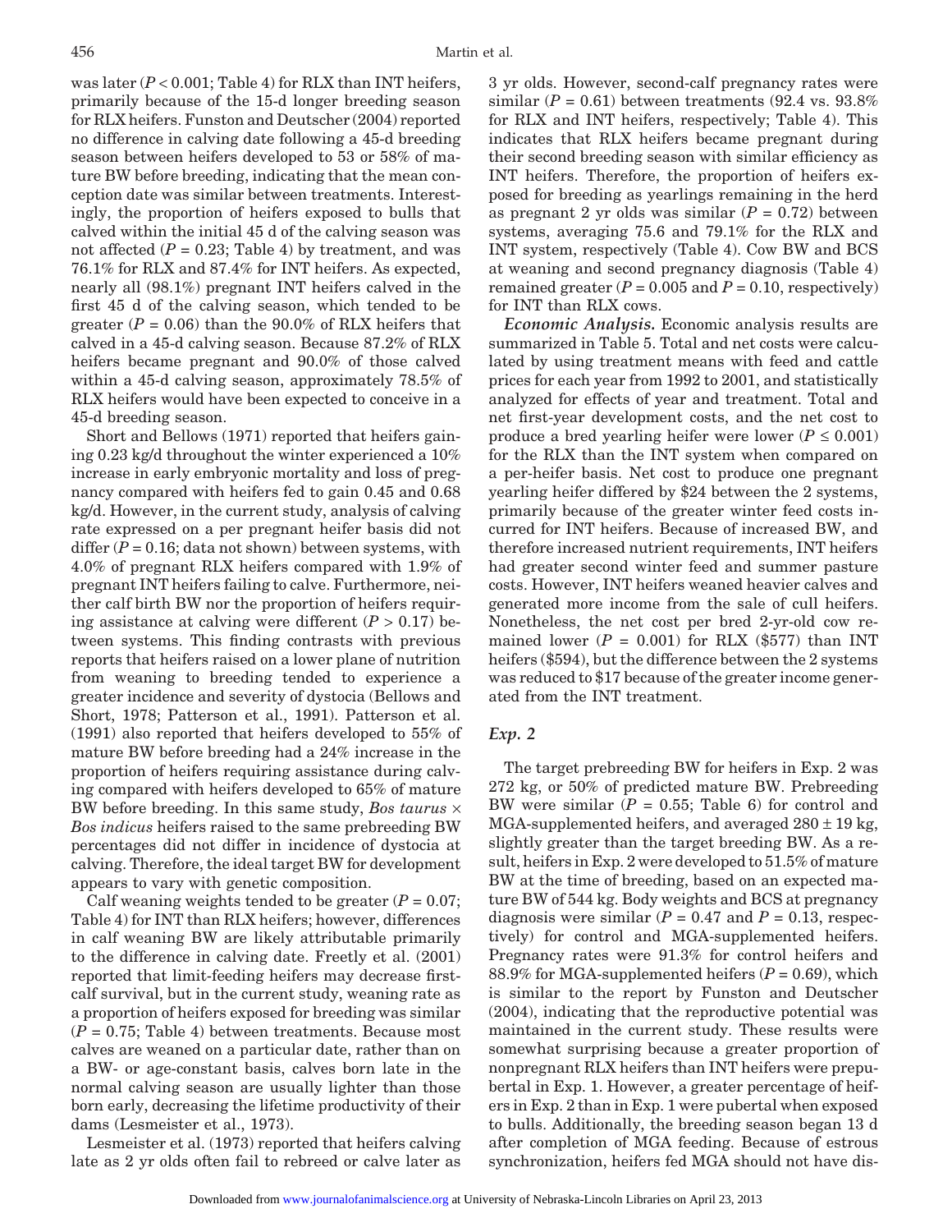was later ($P < 0.001$; Table 4) for RLX than INT heifers, primarily because of the 15-d longer breeding season for RLX heifers. Funston and Deutscher (2004) reported no difference in calving date following a 45-d breeding season between heifers developed to 53 or 58% of mature BW before breeding, indicating that the mean conception date was similar between treatments. Interestingly, the proportion of heifers exposed to bulls that calved within the initial 45 d of the calving season was not affected ($P = 0.23$; Table 4) by treatment, and was 76.1% for RLX and 87.4% for INT heifers. As expected, nearly all (98.1%) pregnant INT heifers calved in the first 45 d of the calving season, which tended to be greater ($P = 0.06$) than the 90.0% of RLX heifers that calved in a 45-d calving season. Because 87.2% of RLX heifers became pregnant and 90.0% of those calved within a 45-d calving season, approximately 78.5% of RLX heifers would have been expected to conceive in a 45-d breeding season.

Short and Bellows (1971) reported that heifers gaining 0.23 kg/d throughout the winter experienced a 10% increase in early embryonic mortality and loss of pregnancy compared with heifers fed to gain 0.45 and 0.68 kg/d. However, in the current study, analysis of calving rate expressed on a per pregnant heifer basis did not differ ($P = 0.16$; data not shown) between systems, with 4.0% of pregnant RLX heifers compared with 1.9% of pregnant INT heifers failing to calve. Furthermore, neither calf birth BW nor the proportion of heifers requiring assistance at calving were different ($P > 0.17$) between systems. This finding contrasts with previous reports that heifers raised on a lower plane of nutrition from weaning to breeding tended to experience a greater incidence and severity of dystocia (Bellows and Short, 1978; Patterson et al., 1991). Patterson et al. (1991) also reported that heifers developed to 55% of mature BW before breeding had a 24% increase in the proportion of heifers requiring assistance during calving compared with heifers developed to 65% of mature BW before breeding. In this same study, *Bos taurus* × *Bos indicus* heifers raised to the same prebreeding BW percentages did not differ in incidence of dystocia at calving. Therefore, the ideal target BW for development appears to vary with genetic composition.

Calf weaning weights tended to be greater ($P = 0.07$; Table 4) for INT than RLX heifers; however, differences in calf weaning BW are likely attributable primarily to the difference in calving date. Freetly et al. (2001) reported that limit-feeding heifers may decrease first-calf survival, but in the current study, weaning rate as a proportion of heifers exposed for breeding was similar ($P = 0.75$; Table 4) between treatments. Because most calves are weaned on a particular date, rather than on a BW- or age-constant basis, calves born late in the normal calving season are usually lighter than those born early, decreasing the lifetime productivity of their dams (Lesmeister et al., 1973).

Lesmeister et al. (1973) reported that heifers calving late as 2 yr olds often fail to rebreed or calve later as 3 yr olds. However, second-calf pregnancy rates were similar ($P = 0.61$) between treatments (92.4 vs. 93.8% for RLX and INT heifers, respectively; Table 4). This indicates that RLX heifers became pregnant during their second breeding season with similar efficiency as INT heifers. Therefore, the proportion of heifers exposed for breeding as yearlings remaining in the herd as pregnant 2 yr olds was similar ($P = 0.72$) between systems, averaging 75.6 and 79.1% for the RLX and INT system, respectively (Table 4). Cow BW and BCS at weaning and second pregnancy diagnosis (Table 4) remained greater ($P = 0.005$ and $P = 0.10$, respectively) for INT than RLX cows.

***Economic Analysis.*** Economic analysis results are summarized in Table 5. Total and net costs were calculated by using treatment means with feed and cattle prices for each year from 1992 to 2001, and statistically analyzed for effects of year and treatment. Total and net first-year development costs, and the net cost to produce a bred yearling heifer were lower ($P \leq 0.001$) for the RLX than the INT system when compared on a per-heifer basis. Net cost to produce one pregnant yearling heifer differed by \$24 between the 2 systems, primarily because of the greater winter feed costs incurred for INT heifers. Because of increased BW, and therefore increased nutrient requirements, INT heifers had greater second winter feed and summer pasture costs. However, INT heifers weaned heavier calves and generated more income from the sale of cull heifers. Nonetheless, the net cost per bred 2-yr-old cow remained lower ($P = 0.001$) for RLX (\$577) than INT heifers (\$594), but the difference between the 2 systems was reduced to \$17 because of the greater income generated from the INT treatment.

## *Exp. 2*

The target prebreeding BW for heifers in Exp. 2 was 272 kg, or 50% of predicted mature BW. Prebreeding BW were similar ($P = 0.55$; Table 6) for control and MGA-supplemented heifers, and averaged $280 \pm 19$ kg, slightly greater than the target breeding BW. As a result, heifers in Exp. 2 were developed to 51.5% of mature BW at the time of breeding, based on an expected mature BW of 544 kg. Body weights and BCS at pregnancy diagnosis were similar ($P = 0.47$ and $P = 0.13$, respectively) for control and MGA-supplemented heifers. Pregnancy rates were 91.3% for control heifers and 88.9% for MGA-supplemented heifers ($P = 0.69$), which is similar to the report by Funston and Deutscher (2004), indicating that the reproductive potential was maintained in the current study. These results were somewhat surprising because a greater proportion of nonpregnant RLX heifers than INT heifers were prepubertal in Exp. 1. However, a greater percentage of heifers in Exp. 2 than in Exp. 1 were pubertal when exposed to bulls. Additionally, the breeding season began 13 d after completion of MGA feeding. Because of estrous synchronization, heifers fed MGA should not have dis-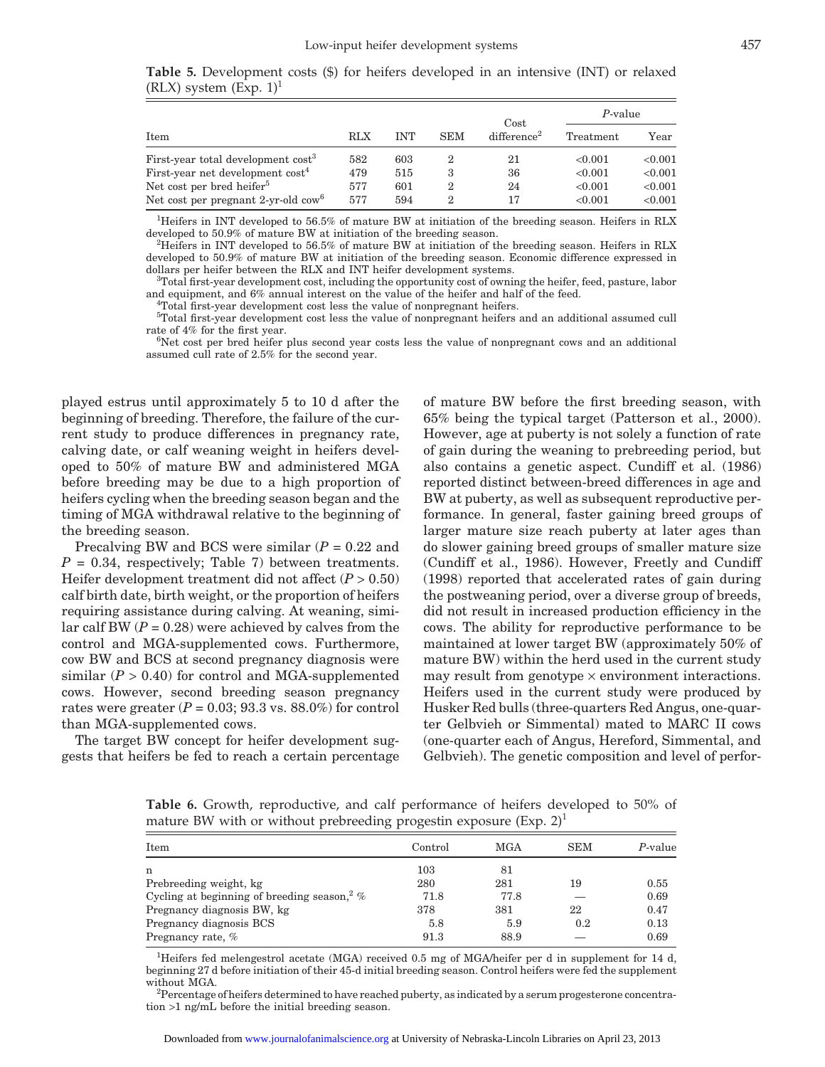**Table 5.** Development costs ($) for heifers developed in an intensive (INT) or relaxed (RLX) system (Exp. 1)[1]

| Item | RLX | INT | SEM | Cost difference[2] | *P*-value | |
|---|---|---|---|---|---|---|
| | | | | | Treatment | Year |
| First-year total development cost[3] | 582 | 603 | 2 | 21 | <0.001 | <0.001 |
| First-year net development cost[4] | 479 | 515 | 3 | 36 | <0.001 | <0.001 |
| Net cost per bred heifer[5] | 577 | 601 | 2 | 24 | <0.001 | <0.001 |
| Net cost per pregnant 2-yr-old cow[6] | 577 | 594 | 2 | 17 | <0.001 | <0.001 |

[1]Heifers in INT developed to 56.5% of mature BW at initiation of the breeding season. Heifers in RLX developed to 50.9% of mature BW at initiation of the breeding season.

[2]Heifers in INT developed to 56.5% of mature BW at initiation of the breeding season. Heifers in RLX developed to 50.9% of mature BW at initiation of the breeding season. Economic difference expressed in dollars per heifer between the RLX and INT heifer development systems.

[3]Total first-year development cost, including the opportunity cost of owning the heifer, feed, pasture, labor and equipment, and 6% annual interest on the value of the heifer and half of the feed.

[4]Total first-year development cost less the value of nonpregnant heifers.

[5]Total first-year development cost less the value of nonpregnant heifers and an additional assumed cull rate of 4% for the first year.

[6]Net cost per bred heifer plus second year costs less the value of nonpregnant cows and an additional assumed cull rate of 2.5% for the second year.

played estrus until approximately 5 to 10 d after the beginning of breeding. Therefore, the failure of the current study to produce differences in pregnancy rate, calving date, or calf weaning weight in heifers developed to 50% of mature BW and administered MGA before breeding may be due to a high proportion of heifers cycling when the breeding season began and the timing of MGA withdrawal relative to the beginning of the breeding season.

Precalving BW and BCS were similar ($P = 0.22$ and $P = 0.34$, respectively; Table 7) between treatments. Heifer development treatment did not affect ($P > 0.50$) calf birth date, birth weight, or the proportion of heifers requiring assistance during calving. At weaning, similar calf BW ($P = 0.28$) were achieved by calves from the control and MGA-supplemented cows. Furthermore, cow BW and BCS at second pregnancy diagnosis were similar ($P > 0.40$) for control and MGA-supplemented cows. However, second breeding season pregnancy rates were greater ($P = 0.03$; 93.3 vs. 88.0%) for control than MGA-supplemented cows.

The target BW concept for heifer development suggests that heifers be fed to reach a certain percentage of mature BW before the first breeding season, with 65% being the typical target (Patterson et al., 2000). However, age at puberty is not solely a function of rate of gain during the weaning to prebreeding period, but also contains a genetic aspect. Cundiff et al. (1986) reported distinct between-breed differences in age and BW at puberty, as well as subsequent reproductive performance. In general, faster gaining breed groups of larger mature size reach puberty at later ages than do slower gaining breed groups of smaller mature size (Cundiff et al., 1986). However, Freetly and Cundiff (1998) reported that accelerated rates of gain during the postweaning period, over a diverse group of breeds, did not result in increased production efficiency in the cows. The ability for reproductive performance to be maintained at lower target BW (approximately 50% of mature BW) within the herd used in the current study may result from genotype × environment interactions. Heifers used in the current study were produced by Husker Red bulls (three-quarters Red Angus, one-quarter Gelbvieh or Simmental) mated to MARC II cows (one-quarter each of Angus, Hereford, Simmental, and Gelbvieh). The genetic composition and level of perfor-

**Table 6.** Growth, reproductive, and calf performance of heifers developed to 50% of mature BW with or without prebreeding progestin exposure (Exp. 2)[1]

| Item | Control | MGA | SEM | *P*-value |
|---|---|---|---|---|
| n | 103 | 81 | | |
| Prebreeding weight, kg | 280 | 281 | 19 | 0.55 |
| Cycling at beginning of breeding season,[2] % | 71.8 | 77.8 | — | 0.69 |
| Pregnancy diagnosis BW, kg | 378 | 381 | 22 | 0.47 |
| Pregnancy diagnosis BCS | 5.8 | 5.9 | 0.2 | 0.13 |
| Pregnancy rate, % | 91.3 | 88.9 | — | 0.69 |

[1]Heifers fed melengestrol acetate (MGA) received 0.5 mg of MGA/heifer per d in supplement for 14 d, beginning 27 d before initiation of their 45-d initial breeding season. Control heifers were fed the supplement without MGA.

[2]Percentage of heifers determined to have reached puberty, as indicated by a serum progesterone concentration >1 ng/mL before the initial breeding season.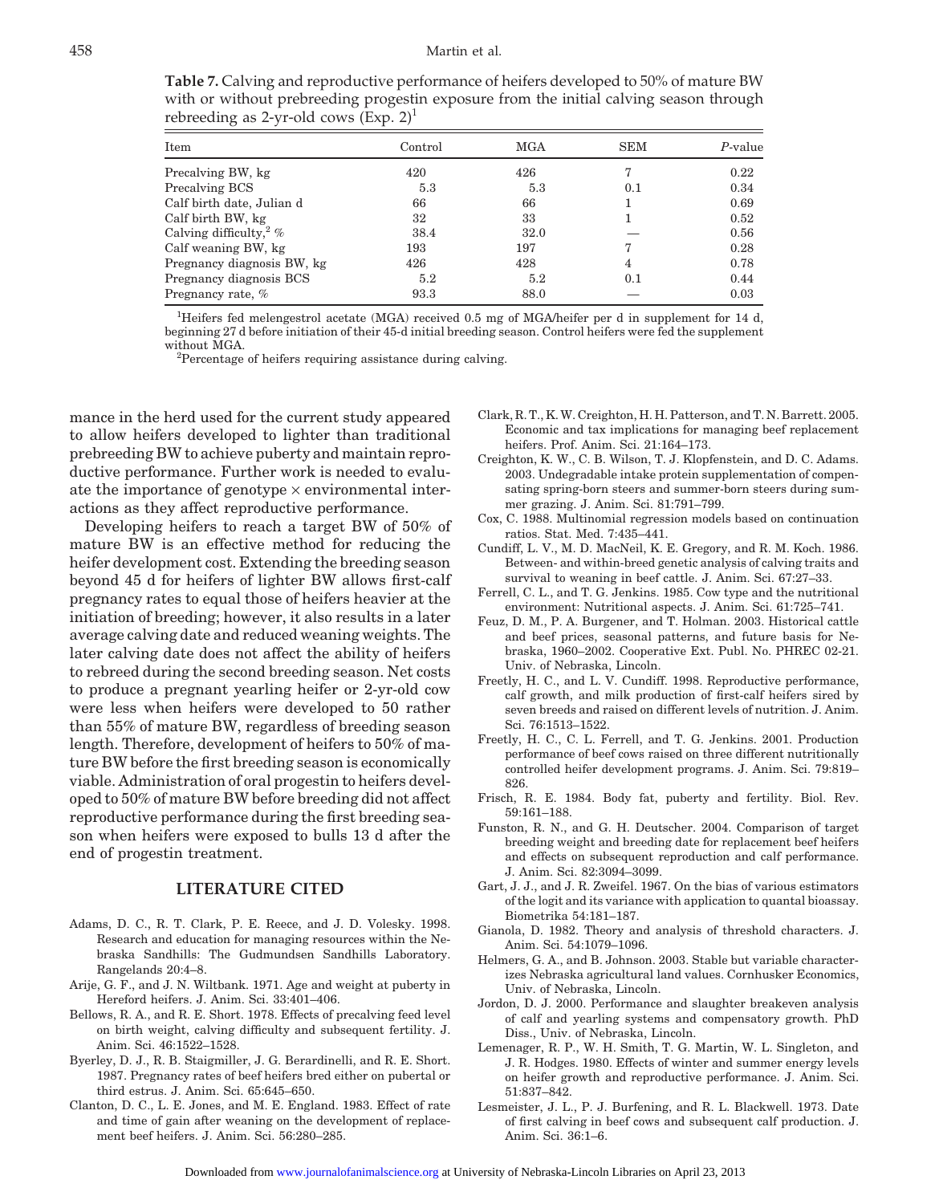**Table 7.** Calving and reproductive performance of heifers developed to 50% of mature BW with or without prebreeding progestin exposure from the initial calving season through rebreeding as 2-yr-old cows (Exp. 2)[1]

| Item | Control | MGA | SEM | *P*-value |
|---|---|---|---|---|
| Precalving BW, kg | 420 | 426 | 7 | 0.22 |
| Precalving BCS | 5.3 | 5.3 | 0.1 | 0.34 |
| Calf birth date, Julian d | 66 | 66 | 1 | 0.69 |
| Calf birth BW, kg | 32 | 33 | 1 | 0.52 |
| Calving difficulty,[2] % | 38.4 | 32.0 | — | 0.56 |
| Calf weaning BW, kg | 193 | 197 | 7 | 0.28 |
| Pregnancy diagnosis BW, kg | 426 | 428 | 4 | 0.78 |
| Pregnancy diagnosis BCS | 5.2 | 5.2 | 0.1 | 0.44 |
| Pregnancy rate, % | 93.3 | 88.0 | — | 0.03 |

[1]Heifers fed melengestrol acetate (MGA) received 0.5 mg of MGA/heifer per d in supplement for 14 d, beginning 27 d before initiation of their 45-d initial breeding season. Control heifers were fed the supplement without MGA.

[2]Percentage of heifers requiring assistance during calving.

mance in the herd used for the current study appeared to allow heifers developed to lighter than traditional prebreeding BW to achieve puberty and maintain reproductive performance. Further work is needed to evaluate the importance of genotype × environmental interactions as they affect reproductive performance.

Developing heifers to reach a target BW of 50% of mature BW is an effective method for reducing the heifer development cost. Extending the breeding season beyond 45 d for heifers of lighter BW allows first-calf pregnancy rates to equal those of heifers heavier at the initiation of breeding; however, it also results in a later average calving date and reduced weaning weights. The later calving date does not affect the ability of heifers to rebreed during the second breeding season. Net costs to produce a pregnant yearling heifer or 2-yr-old cow were less when heifers were developed to 50 rather than 55% of mature BW, regardless of breeding season length. Therefore, development of heifers to 50% of mature BW before the first breeding season is economically viable. Administration of oral progestin to heifers developed to 50% of mature BW before breeding did not affect reproductive performance during the first breeding season when heifers were exposed to bulls 13 d after the end of progestin treatment.

## LITERATURE CITED

Adams, D. C., R. T. Clark, P. E. Reece, and J. D. Volesky. 1998. Research and education for managing resources within the Nebraska Sandhills: The Gudmundsen Sandhills Laboratory. Rangelands 20:4–8.

Arije, G. F., and J. N. Wiltbank. 1971. Age and weight at puberty in Hereford heifers. J. Anim. Sci. 33:401–406.

Bellows, R. A., and R. E. Short. 1978. Effects of precalving feed level on birth weight, calving difficulty and subsequent fertility. J. Anim. Sci. 46:1522–1528.

Byerley, D. J., R. B. Staigmiller, J. G. Berardinelli, and R. E. Short. 1987. Pregnancy rates of beef heifers bred either on pubertal or third estrus. J. Anim. Sci. 65:645–650.

Clanton, D. C., L. E. Jones, and M. E. England. 1983. Effect of rate and time of gain after weaning on the development of replacement beef heifers. J. Anim. Sci. 56:280–285.

Clark, R. T., K. W. Creighton, H. H. Patterson, and T. N. Barrett. 2005. Economic and tax implications for managing beef replacement heifers. Prof. Anim. Sci. 21:164–173.

Creighton, K. W., C. B. Wilson, T. J. Klopfenstein, and D. C. Adams. 2003. Undegradable intake protein supplementation of compensating spring-born steers and summer-born steers during summer grazing. J. Anim. Sci. 81:791–799.

Cox, C. 1988. Multinomial regression models based on continuation ratios. Stat. Med. 7:435–441.

Cundiff, L. V., M. D. MacNeil, K. E. Gregory, and R. M. Koch. 1986. Between- and within-breed genetic analysis of calving traits and survival to weaning in beef cattle. J. Anim. Sci. 67:27–33.

Ferrell, C. L., and T. G. Jenkins. 1985. Cow type and the nutritional environment: Nutritional aspects. J. Anim. Sci. 61:725–741.

Feuz, D. M., P. A. Burgener, and T. Holman. 2003. Historical cattle and beef prices, seasonal patterns, and future basis for Nebraska, 1960–2002. Cooperative Ext. Publ. No. PHREC 02-21. Univ. of Nebraska, Lincoln.

Freetly, H. C., and L. V. Cundiff. 1998. Reproductive performance, calf growth, and milk production of first-calf heifers sired by seven breeds and raised on different levels of nutrition. J. Anim. Sci. 76:1513–1522.

Freetly, H. C., C. L. Ferrell, and T. G. Jenkins. 2001. Production performance of beef cows raised on three different nutritionally controlled heifer development programs. J. Anim. Sci. 79:819–826.

Frisch, R. E. 1984. Body fat, puberty and fertility. Biol. Rev. 59:161–188.

Funston, R. N., and G. H. Deutscher. 2004. Comparison of target breeding weight and breeding date for replacement beef heifers and effects on subsequent reproduction and calf performance. J. Anim. Sci. 82:3094–3099.

Gart, J. J., and J. R. Zweifel. 1967. On the bias of various estimators of the logit and its variance with application to quantal bioassay. Biometrika 54:181–187.

Gianola, D. 1982. Theory and analysis of threshold characters. J. Anim. Sci. 54:1079–1096.

Helmers, G. A., and B. Johnson. 2003. Stable but variable characterizes Nebraska agricultural land values. Cornhusker Economics, Univ. of Nebraska, Lincoln.

Jordon, D. J. 2000. Performance and slaughter breakeven analysis of calf and yearling systems and compensatory growth. PhD Diss., Univ. of Nebraska, Lincoln.

Lemenager, R. P., W. H. Smith, T. G. Martin, W. L. Singleton, and J. R. Hodges. 1980. Effects of winter and summer energy levels on heifer growth and reproductive performance. J. Anim. Sci. 51:837–842.

Lesmeister, J. L., P. J. Burfening, and R. L. Blackwell. 1973. Date of first calving in beef cows and subsequent calf production. J. Anim. Sci. 36:1–6.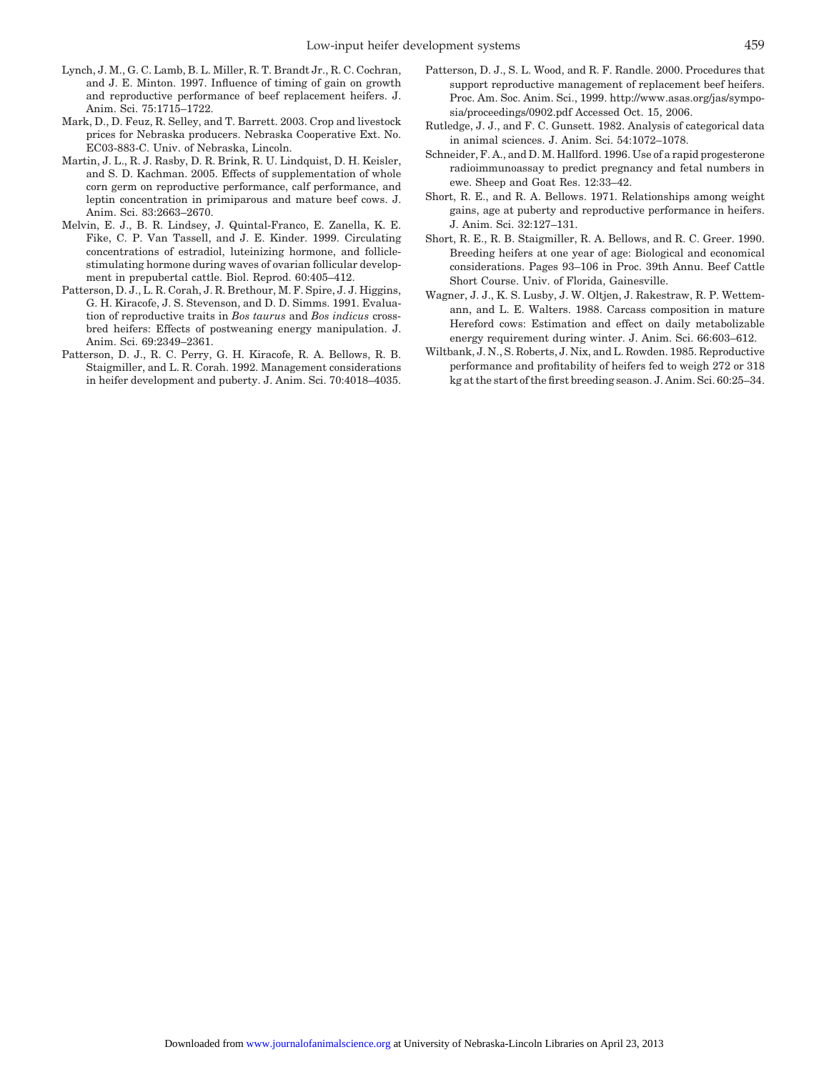Lynch, J. M., G. C. Lamb, B. L. Miller, R. T. Brandt Jr., R. C. Cochran, and J. E. Minton. 1997. Influence of timing of gain on growth and reproductive performance of beef replacement heifers. J. Anim. Sci. 75:1715–1722.

Mark, D., D. Feuz, R. Selley, and T. Barrett. 2003. Crop and livestock prices for Nebraska producers. Nebraska Cooperative Ext. No. EC03-883-C. Univ. of Nebraska, Lincoln.

Martin, J. L., R. J. Rasby, D. R. Brink, R. U. Lindquist, D. H. Keisler, and S. D. Kachman. 2005. Effects of supplementation of whole corn germ on reproductive performance, calf performance, and leptin concentration in primiparous and mature beef cows. J. Anim. Sci. 83:2663–2670.

Melvin, E. J., B. R. Lindsey, J. Quintal-Franco, E. Zanella, K. E. Fike, C. P. Van Tassell, and J. E. Kinder. 1999. Circulating concentrations of estradiol, luteinizing hormone, and follicle-stimulating hormone during waves of ovarian follicular development in prepubertal cattle. Biol. Reprod. 60:405–412.

Patterson, D. J., L. R. Corah, J. R. Brethour, M. F. Spire, J. J. Higgins, G. H. Kiracofe, J. S. Stevenson, and D. D. Simms. 1991. Evaluation of reproductive traits in *Bos taurus* and *Bos indicus* crossbred heifers: Effects of postweaning energy manipulation. J. Anim. Sci. 69:2349–2361.

Patterson, D. J., R. C. Perry, G. H. Kiracofe, R. A. Bellows, R. B. Staigmiller, and L. R. Corah. 1992. Management considerations in heifer development and puberty. J. Anim. Sci. 70:4018–4035.

Patterson, D. J., S. L. Wood, and R. F. Randle. 2000. Procedures that support reproductive management of replacement beef heifers. Proc. Am. Soc. Anim. Sci., 1999. http://www.asas.org/jas/symposia/proceedings/0902.pdf Accessed Oct. 15, 2006.

Rutledge, J. J., and F. C. Gunsett. 1982. Analysis of categorical data in animal sciences. J. Anim. Sci. 54:1072–1078.

Schneider, F. A., and D. M. Hallford. 1996. Use of a rapid progesterone radioimmunoassay to predict pregnancy and fetal numbers in ewes. Sheep and Goat Res. 12:33–42.

Short, R. E., and R. A. Bellows. 1971. Relationships among weight gains, age at puberty and reproductive performance in heifers. J. Anim. Sci. 32:127–131.

Short, R. E., R. B. Staigmiller, R. A. Bellows, and R. C. Greer. 1990. Breeding heifers at one year of age: Biological and economical considerations. Pages 93–106 in Proc. 39th Annu. Beef Cattle Short Course. Univ. of Florida, Gainesville.

Wagner, J. J., K. S. Lusby, J. W. Oltjen, J. Rakestraw, R. P. Wettemann, and L. E. Walters. 1988. Carcass composition in mature Hereford cows: Estimation and effect on daily metabolizable energy requirement during winter. J. Anim. Sci. 66:603–612.

Wiltbank, J. N., S. Roberts, J. Nix, and L. Rowden. 1985. Reproductive performance and profitability of heifers fed to weigh 272 or 318 kg at the start of the first breeding season. J. Anim. Sci. 60:25–34.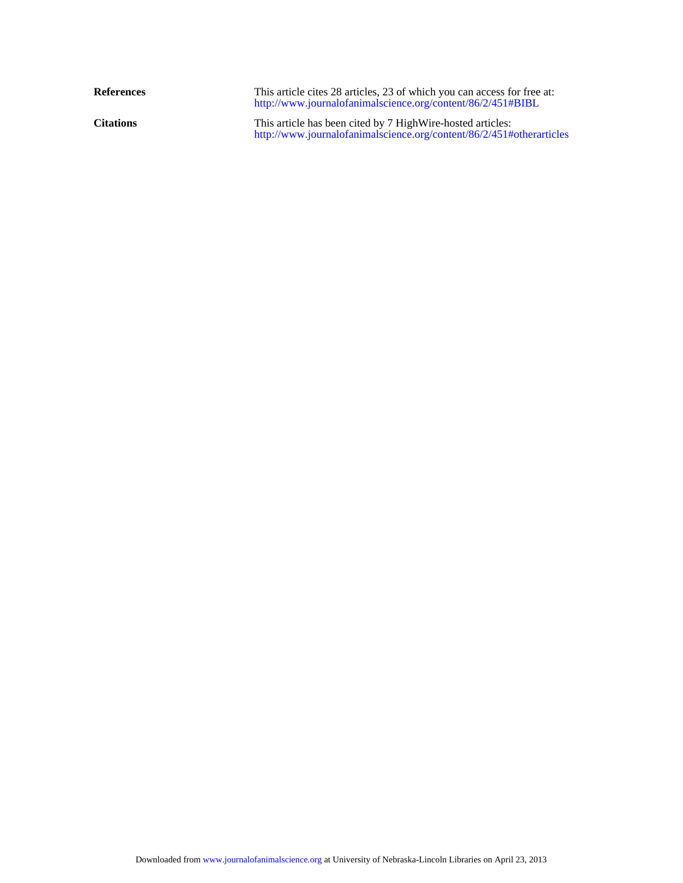| | |
|---|---|
| **References** | This article cites 28 articles, 23 of which you can access for free at: http://www.journalofanimalscience.org/content/86/2/451#BIBL |
| **Citations** | This article has been cited by 7 HighWire-hosted articles: http://www.journalofanimalscience.org/content/86/2/451#otherarticles |